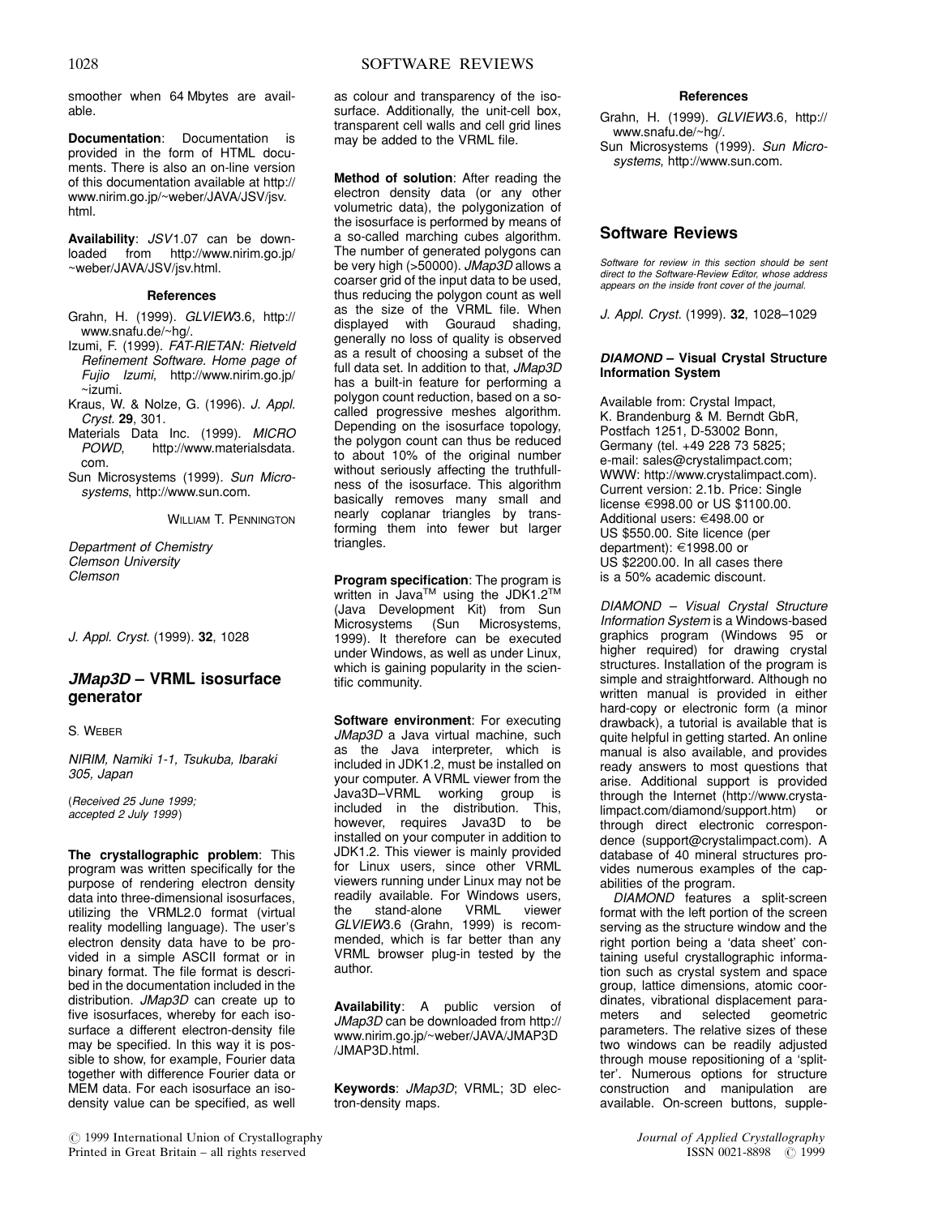smoother when 64 Mbytes are available.

**Documentation**: Documentation is provided in the form of HTML documents. There is also an on-line version of this documentation available at http://www.nirim.go.jp/~weber/JAVA/JSV/jsv.html.

**Availability**: *JSV*1.07 can be downloaded from http://www.nirim.go.jp/~weber/JAVA/JSV/jsv.html.

#### References

Grahn, H. (1999). *GLVIEW*3.6, http://www.snafu.de/~hg/.

Izumi, F. (1999). *FAT-RIETAN: Rietveld Refinement Software. Home page of Fujio Izumi*, http://www.nirim.go.jp/~izumi.

Kraus, W. & Nolze, G. (1996). *J. Appl. Cryst.* **29**, 301.

Materials Data Inc. (1999). *MICRO POWD*, http://www.materialsdata.com.

Sun Microsystems (1999). *Sun Microsystems*, http://www.sun.com.

WILLIAM T. PENNINGTON

*Department of Chemistry*
*Clemson University*
*Clemson*

*J. Appl. Cryst.* (1999). **32**, 1028

## *JMap3D* – VRML isosurface generator

S. WEBER

*NIRIM, Namiki 1-1, Tsukuba, Ibaraki 305, Japan*

(*Received 25 June 1999; accepted 2 July 1999*)

**The crystallographic problem**: This program was written specifically for the purpose of rendering electron density data into three-dimensional isosurfaces, utilizing the VRML2.0 format (virtual reality modelling language). The user's electron density data have to be provided in a simple ASCII format or in binary format. The file format is described in the documentation included in the distribution. *JMap3D* can create up to five isosurfaces, whereby for each isosurface a different electron-density file may be specified. In this way it is possible to show, for example, Fourier data together with difference Fourier data or MEM data. For each isosurface an isodensity value can be specified, as well as colour and transparency of the isosurface. Additionally, the unit-cell box, transparent cell walls and cell grid lines may be added to the VRML file.

**Method of solution**: After reading the electron density data (or any other volumetric data), the polygonization of the isosurface is performed by means of a so-called marching cubes algorithm. The number of generated polygons can be very high (>50000). *JMap3D* allows a coarser grid of the input data to be used, thus reducing the polygon count as well as the size of the VRML file. When displayed with Gouraud shading, generally no loss of quality is observed as a result of choosing a subset of the full data set. In addition to that, *JMap3D* has a built-in feature for performing a polygon count reduction, based on a so-called progressive meshes algorithm. Depending on the isosurface topology, the polygon count can thus be reduced to about 10% of the original number without seriously affecting the truthfullness of the isosurface. This algorithm basically removes many small and nearly coplanar triangles by transforming them into fewer but larger triangles.

**Program specification**: The program is written in Java™ using the JDK1.2™ (Java Development Kit) from Sun Microsystems (Sun Microsystems, 1999). It therefore can be executed under Windows, as well as under Linux, which is gaining popularity in the scientific community.

**Software environment**: For executing *JMap3D* a Java virtual machine, such as the Java interpreter, which is included in JDK1.2, must be installed on your computer. A VRML viewer from the Java3D–VRML working group is included in the distribution. This, however, requires Java3D to be installed on your computer in addition to JDK1.2. This viewer is mainly provided for Linux users, since other VRML viewers running under Linux may not be readily available. For Windows users, the stand-alone VRML viewer *GLVIEW*3.6 (Grahn, 1999) is recommended, which is far better than any VRML browser plug-in tested by the author.

**Availability**: A public version of *JMap3D* can be downloaded from http://www.nirim.go.jp/~weber/JAVA/JMAP3D/JMAP3D.html.

**Keywords**: *JMap3D*; VRML; 3D electron-density maps.

#### References

Grahn, H. (1999). *GLVIEW*3.6, http://www.snafu.de/~hg/.

Sun Microsystems (1999). *Sun Microsystems*, http://www.sun.com.

## Software Reviews

*Software for review in this section should be sent direct to the Software-Review Editor, whose address appears on the inside front cover of the journal.*

*J. Appl. Cryst.* (1999). **32**, 1028–1029

### *DIAMOND* – Visual Crystal Structure Information System

Available from: Crystal Impact, K. Brandenburg & M. Berndt GbR, Postfach 1251, D-53002 Bonn, Germany (tel. +49 228 73 5825; e-mail: sales@crystalimpact.com; WWW: http://www.crystalimpact.com). Current version: 2.1b. Price: Single license €998.00 or US $1100.00. Additional users: €498.00 or US $550.00. Site licence (per department): €1998.00 or US $2200.00. In all cases there is a 50% academic discount.

*DIAMOND – Visual Crystal Structure Information System* is a Windows-based graphics program (Windows 95 or higher required) for drawing crystal structures. Installation of the program is simple and straightforward. Although no written manual is provided in either hard-copy or electronic form (a minor drawback), a tutorial is available that is quite helpful in getting started. An online manual is also available, and provides ready answers to most questions that arise. Additional support is provided through the Internet (http://www.crystalimpact.com/diamond/support.htm) or through direct electronic correspondence (support@crystalimpact.com). A database of 40 mineral structures provides numerous examples of the capabilities of the program.

*DIAMOND* features a split-screen format with the left portion of the screen serving as the structure window and the right portion being a 'data sheet' containing useful crystallographic information such as crystal system and space group, lattice dimensions, atomic coordinates, vibrational displacement parameters and selected geometric parameters. The relative sizes of these two windows can be readily adjusted through mouse repositioning of a 'splitter'. Numerous options for structure construction and manipulation are available. On-screen buttons, supple-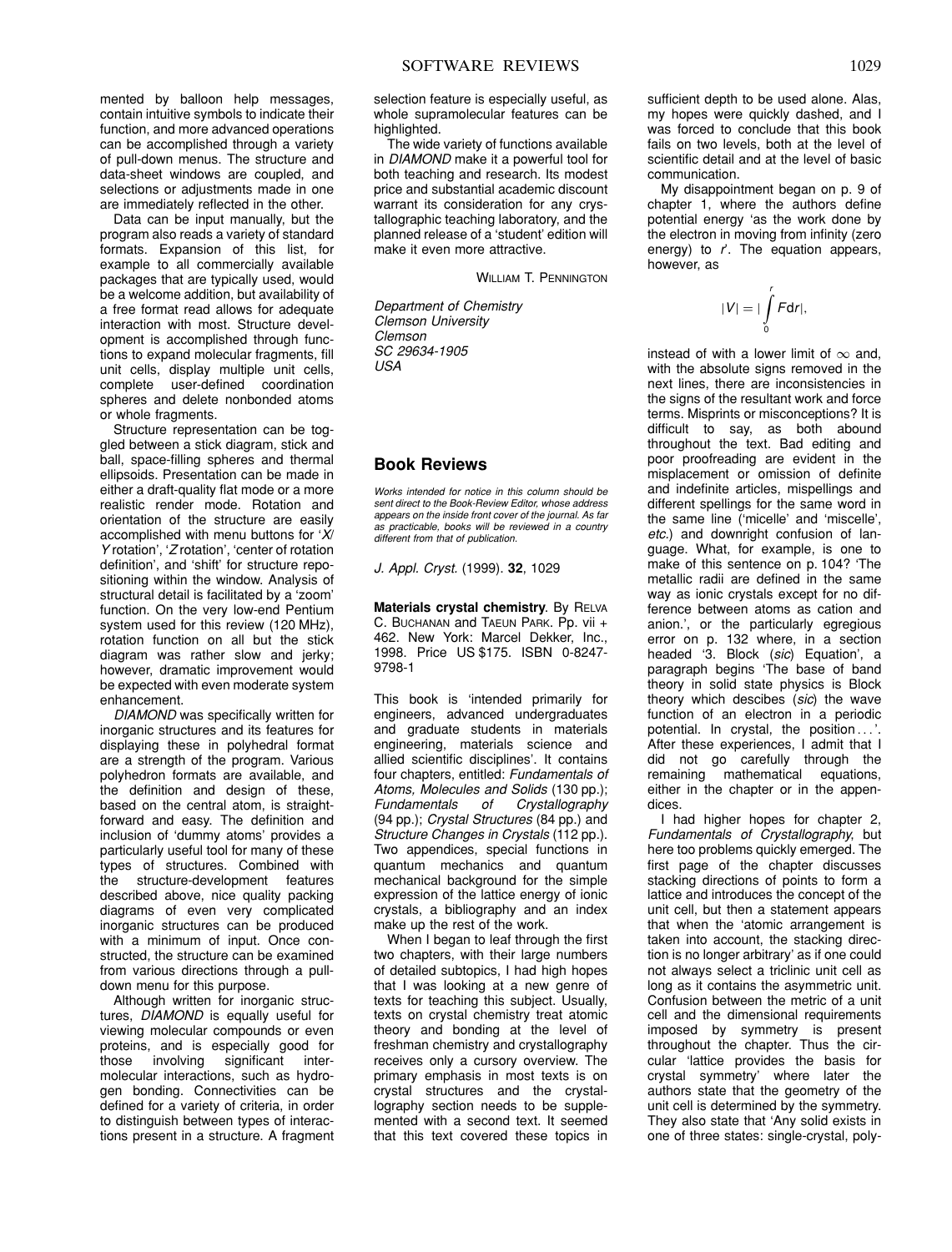mented by balloon help messages, contain intuitive symbols to indicate their function, and more advanced operations can be accomplished through a variety of pull-down menus. The structure and data-sheet windows are coupled, and selections or adjustments made in one are immediately reflected in the other.

Data can be input manually, but the program also reads a variety of standard formats. Expansion of this list, for example to all commercially available packages that are typically used, would be a welcome addition, but availability of a free format read allows for adequate interaction with most. Structure development is accomplished through functions to expand molecular fragments, fill unit cells, display multiple unit cells, complete user-defined coordination spheres and delete nonbonded atoms or whole fragments.

Structure representation can be toggled between a stick diagram, stick and ball, space-filling spheres and thermal ellipsoids. Presentation can be made in either a draft-quality flat mode or a more realistic render mode. Rotation and orientation of the structure are easily accomplished with menu buttons for '*X*/*Y* rotation', '*Z* rotation', 'center of rotation definition', and 'shift' for structure repositioning within the window. Analysis of structural detail is facilitated by a 'zoom' function. On the very low-end Pentium system used for this review (120 MHz), rotation function on all but the stick diagram was rather slow and jerky; however, dramatic improvement would be expected with even moderate system enhancement.

*DIAMOND* was specifically written for inorganic structures and its features for displaying these in polyhedral format are a strength of the program. Various polyhedron formats are available, and the definition and design of these, based on the central atom, is straightforward and easy. The definition and inclusion of 'dummy atoms' provides a particularly useful tool for many of these types of structures. Combined with the structure-development features described above, nice quality packing diagrams of even very complicated inorganic structures can be produced with a minimum of input. Once constructed, the structure can be examined from various directions through a pull-down menu for this purpose.

Although written for inorganic structures, *DIAMOND* is equally useful for viewing molecular compounds or even proteins, and is especially good for those involving significant intermolecular interactions, such as hydrogen bonding. Connectivities can be defined for a variety of criteria, in order to distinguish between types of interactions present in a structure. A fragment selection feature is especially useful, as whole supramolecular features can be highlighted.

The wide variety of functions available in *DIAMOND* make it a powerful tool for both teaching and research. Its modest price and substantial academic discount warrant its consideration for any crystallographic teaching laboratory, and the planned release of a 'student' edition will make it even more attractive.

William T. Pennington

*Department of Chemistry*
*Clemson University*
*Clemson*
*SC 29634-1905*
*USA*

## Book Reviews

*Works intended for notice in this column should be sent direct to the Book-Review Editor, whose address appears on the inside front cover of the journal. As far as practicable, books will be reviewed in a country different from that of publication.*

*J. Appl. Cryst.* (1999). **32**, 1029

**Materials crystal chemistry**. By Relva C. Buchanan and Taeun Park. Pp. vii + 462. New York: Marcel Dekker, Inc., 1998. Price US $175. ISBN 0-8247-9798-1

This book is 'intended primarily for engineers, advanced undergraduates and graduate students in materials engineering, materials science and allied scientific disciplines'. It contains four chapters, entitled: *Fundamentals of Atoms, Molecules and Solids* (130 pp.); *Fundamentals of Crystallography* (94 pp.); *Crystal Structures* (84 pp.) and *Structure Changes in Crystals* (112 pp.). Two appendices, special functions in quantum mechanics and quantum mechanical background for the simple expression of the lattice energy of ionic crystals, a bibliography and an index make up the rest of the work.

When I began to leaf through the first two chapters, with their large numbers of detailed subtopics, I had high hopes that I was looking at a new genre of texts for teaching this subject. Usually, texts on crystal chemistry treat atomic theory and bonding at the level of freshman chemistry and crystallography receives only a cursory overview. The primary emphasis in most texts is on crystal structures and the crystallography section needs to be supplemented with a second text. It seemed that this text covered these topics in sufficient depth to be used alone. Alas, my hopes were quickly dashed, and I was forced to conclude that this book fails on two levels, both at the level of scientific detail and at the level of basic communication.

My disappointment began on p. 9 of chapter 1, where the authors define potential energy 'as the work done by the electron in moving from infinity (zero energy) to $r$'. The equation appears, however, as

$$|V| = |\int_0^r F\mathrm{d}r|,$$

instead of with a lower limit of $\infty$ and, with the absolute signs removed in the next lines, there are inconsistencies in the signs of the resultant work and force terms. Misprints or misconceptions? It is difficult to say, as both abound throughout the text. Bad editing and poor proofreading are evident in the misplacement or omission of definite and indefinite articles, mispellings and different spellings for the same word in the same line ('micelle' and 'miscelle', *etc.*) and downright confusion of language. What, for example, is one to make of this sentence on p. 104? 'The metallic radii are defined in the same way as ionic crystals except for no difference between atoms as cation and anion.', or the particularly egregious error on p. 132 where, in a section headed '3. Block (*sic*) Equation', a paragraph begins 'The base of band theory in solid state physics is Block theory which descibes (*sic*) the wave function of an electron in a periodic potential. In crystal, the position...'. After these experiences, I admit that I did not go carefully through the remaining mathematical equations, either in the chapter or in the appendices.

I had higher hopes for chapter 2, *Fundamentals of Crystallography*, but here too problems quickly emerged. The first page of the chapter discusses stacking directions of points to form a lattice and introduces the concept of the unit cell, but then a statement appears that when the 'atomic arrangement is taken into account, the stacking direction is no longer arbitrary' as if one could not always select a triclinic unit cell as long as it contains the asymmetric unit. Confusion between the metric of a unit cell and the dimensional requirements imposed by symmetry is present throughout the chapter. Thus the circular 'lattice provides the basis for crystal symmetry' where later the authors state that the geometry of the unit cell is determined by the symmetry. They also state that 'Any solid exists in one of three states: single-crystal, poly-